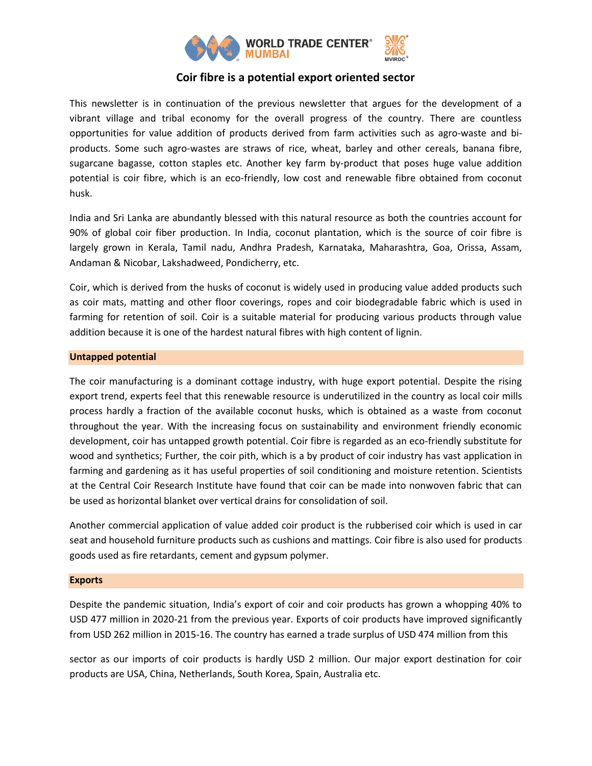# Coir fibre is a potential export oriented sector

This newsletter is in continuation of the previous newsletter that argues for the development of a vibrant village and tribal economy for the overall progress of the country. There are countless opportunities for value addition of products derived from farm activities such as agro-waste and bi-products. Some such agro-wastes are straws of rice, wheat, barley and other cereals, banana fibre, sugarcane bagasse, cotton staples etc. Another key farm by-product that poses huge value addition potential is coir fibre, which is an eco-friendly, low cost and renewable fibre obtained from coconut husk.

India and Sri Lanka are abundantly blessed with this natural resource as both the countries account for 90% of global coir fiber production. In India, coconut plantation, which is the source of coir fibre is largely grown in Kerala, Tamil nadu, Andhra Pradesh, Karnataka, Maharashtra, Goa, Orissa, Assam, Andaman & Nicobar, Lakshadweed, Pondicherry, etc.

Coir, which is derived from the husks of coconut is widely used in producing value added products such as coir mats, matting and other floor coverings, ropes and coir biodegradable fabric which is used in farming for retention of soil. Coir is a suitable material for producing various products through value addition because it is one of the hardest natural fibres with high content of lignin.

## Untapped potential

The coir manufacturing is a dominant cottage industry, with huge export potential. Despite the rising export trend, experts feel that this renewable resource is underutilized in the country as local coir mills process hardly a fraction of the available coconut husks, which is obtained as a waste from coconut throughout the year. With the increasing focus on sustainability and environment friendly economic development, coir has untapped growth potential. Coir fibre is regarded as an eco-friendly substitute for wood and synthetics; Further, the coir pith, which is a by product of coir industry has vast application in farming and gardening as it has useful properties of soil conditioning and moisture retention. Scientists at the Central Coir Research Institute have found that coir can be made into nonwoven fabric that can be used as horizontal blanket over vertical drains for consolidation of soil.

Another commercial application of value added coir product is the rubberised coir which is used in car seat and household furniture products such as cushions and mattings. Coir fibre is also used for products goods used as fire retardants, cement and gypsum polymer.

## Exports

Despite the pandemic situation, India's export of coir and coir products has grown a whopping 40% to USD 477 million in 2020-21 from the previous year. Exports of coir products have improved significantly from USD 262 million in 2015-16. The country has earned a trade surplus of USD 474 million from this sector as our imports of coir products is hardly USD 2 million. Our major export destination for coir products are USA, China, Netherlands, South Korea, Spain, Australia etc.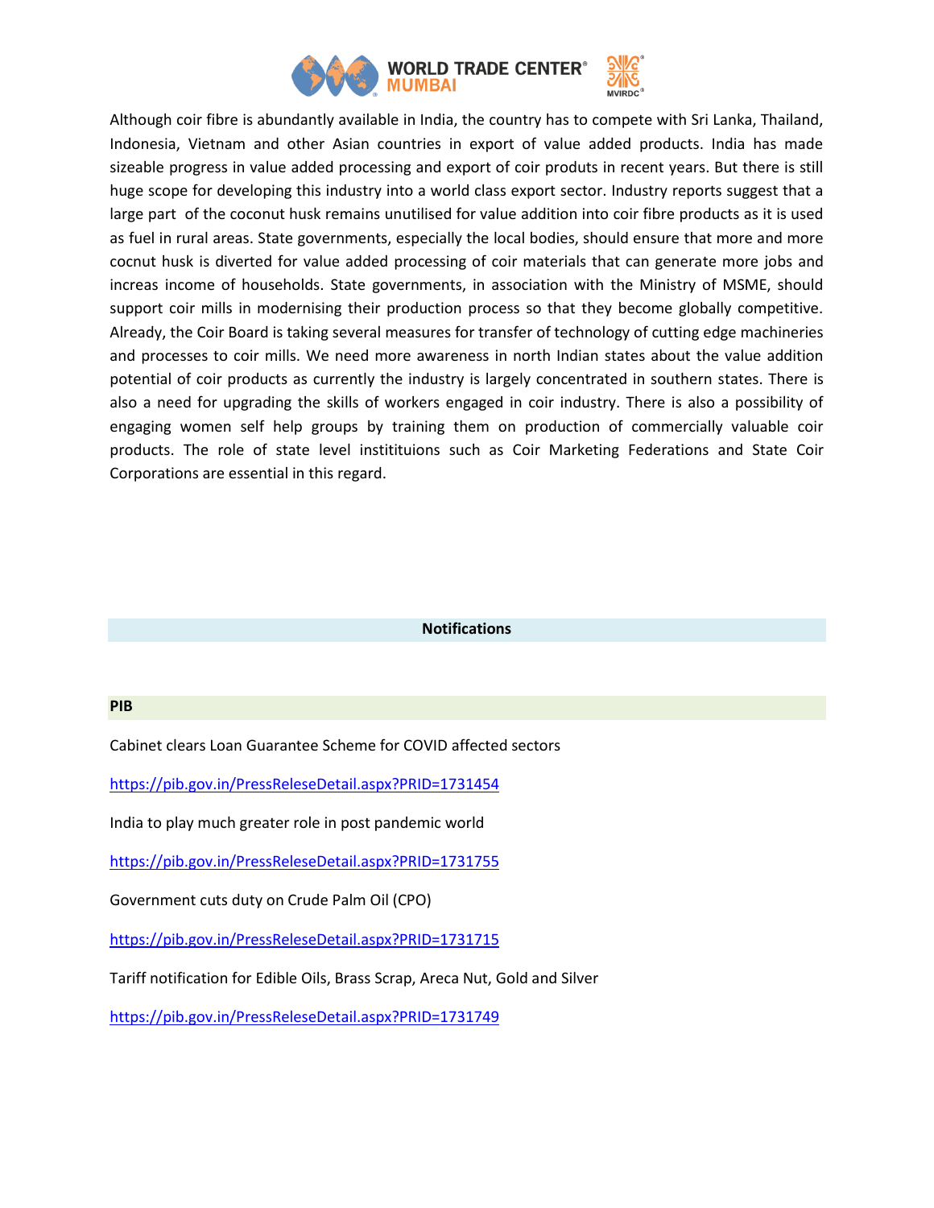Although coir fibre is abundantly available in India, the country has to compete with Sri Lanka, Thailand, Indonesia, Vietnam and other Asian countries in export of value added products. India has made sizeable progress in value added processing and export of coir produts in recent years. But there is still huge scope for developing this industry into a world class export sector. Industry reports suggest that a large part of the coconut husk remains unutilised for value addition into coir fibre products as it is used as fuel in rural areas. State governments, especially the local bodies, should ensure that more and more cocnut husk is diverted for value added processing of coir materials that can generate more jobs and increas income of households. State governments, in association with the Ministry of MSME, should support coir mills in modernising their production process so that they become globally competitive. Already, the Coir Board is taking several measures for transfer of technology of cutting edge machineries and processes to coir mills. We need more awareness in north Indian states about the value addition potential of coir products as currently the industry is largely concentrated in southern states. There is also a need for upgrading the skills of workers engaged in coir industry. There is also a possibility of engaging women self help groups by training them on production of commercially valuable coir products. The role of state level instititutions such as Coir Marketing Federations and State Coir Corporations are essential in this regard.

## Notifications

### PIB

Cabinet clears Loan Guarantee Scheme for COVID affected sectors

https://pib.gov.in/PressReleseDetail.aspx?PRID=1731454

India to play much greater role in post pandemic world

https://pib.gov.in/PressReleseDetail.aspx?PRID=1731755

Government cuts duty on Crude Palm Oil (CPO)

https://pib.gov.in/PressReleseDetail.aspx?PRID=1731715

Tariff notification for Edible Oils, Brass Scrap, Areca Nut, Gold and Silver

https://pib.gov.in/PressReleseDetail.aspx?PRID=1731749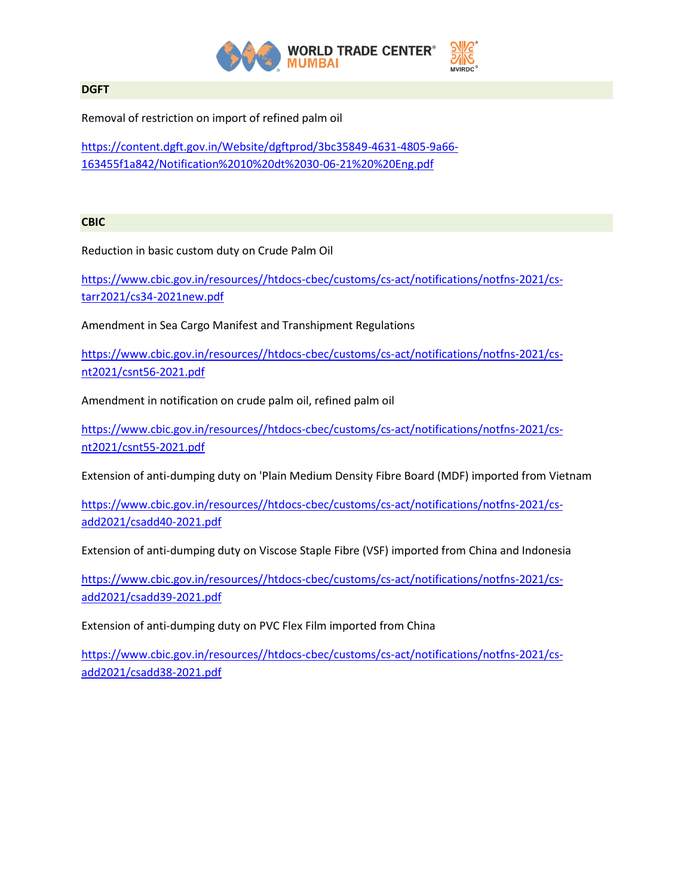## DGFT

Removal of restriction on import of refined palm oil

https://content.dgft.gov.in/Website/dgftprod/3bc35849-4631-4805-9a66-163455f1a842/Notification%2010%20dt%2030-06-21%20%20Eng.pdf

## CBIC

Reduction in basic custom duty on Crude Palm Oil

https://www.cbic.gov.in/resources//htdocs-cbec/customs/cs-act/notifications/notfns-2021/cs-tarr2021/cs34-2021new.pdf

Amendment in Sea Cargo Manifest and Transhipment Regulations

https://www.cbic.gov.in/resources//htdocs-cbec/customs/cs-act/notifications/notfns-2021/cs-nt2021/csnt56-2021.pdf

Amendment in notification on crude palm oil, refined palm oil

https://www.cbic.gov.in/resources//htdocs-cbec/customs/cs-act/notifications/notfns-2021/cs-nt2021/csnt55-2021.pdf

Extension of anti-dumping duty on 'Plain Medium Density Fibre Board (MDF) imported from Vietnam

https://www.cbic.gov.in/resources//htdocs-cbec/customs/cs-act/notifications/notfns-2021/cs-add2021/csadd40-2021.pdf

Extension of anti-dumping duty on Viscose Staple Fibre (VSF) imported from China and Indonesia

https://www.cbic.gov.in/resources//htdocs-cbec/customs/cs-act/notifications/notfns-2021/cs-add2021/csadd39-2021.pdf

Extension of anti-dumping duty on PVC Flex Film imported from China

https://www.cbic.gov.in/resources//htdocs-cbec/customs/cs-act/notifications/notfns-2021/cs-add2021/csadd38-2021.pdf